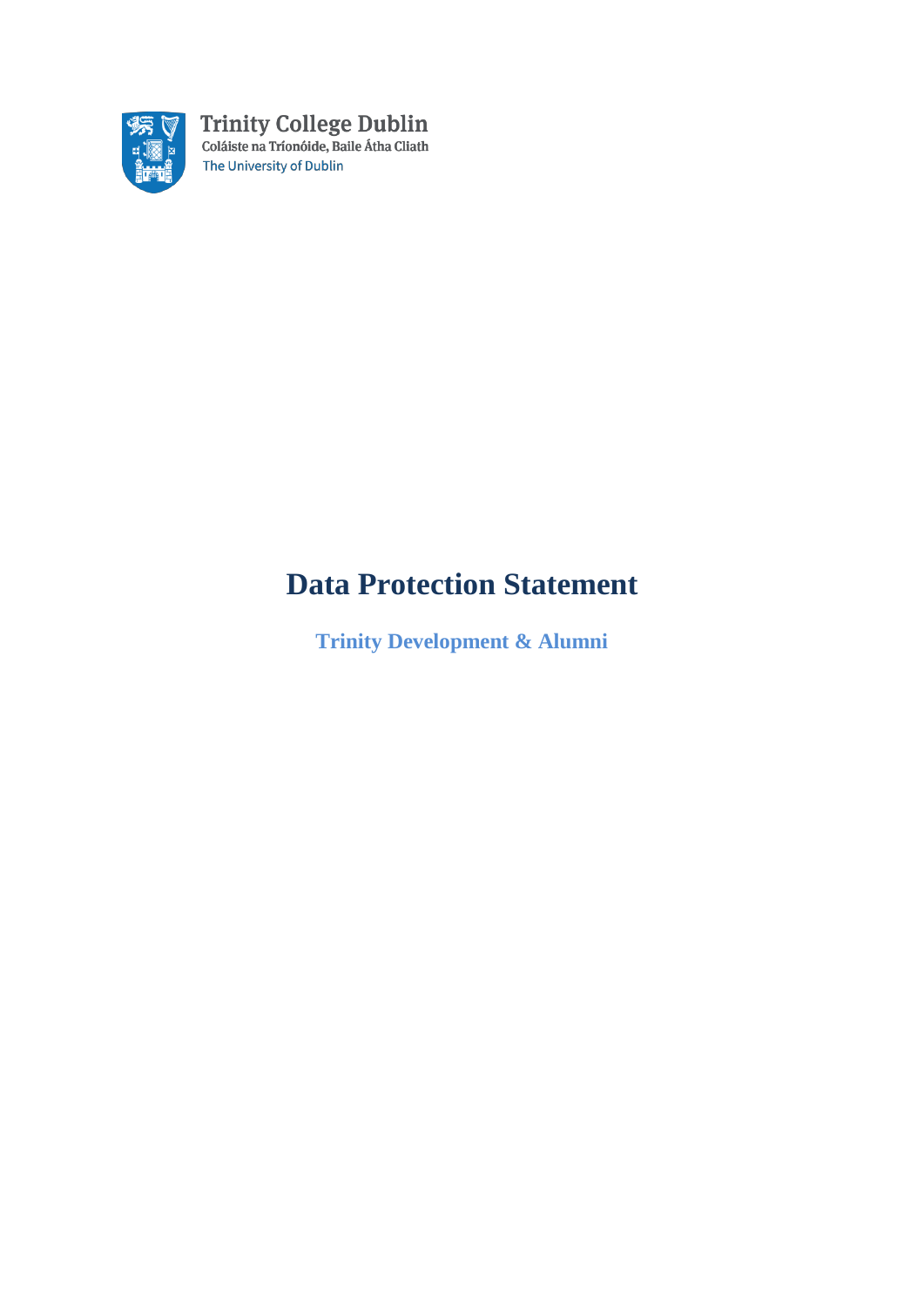Trinity College Dublin
Coláiste na Tríonóide, Baile Átha Cliath
The University of Dublin

# Data Protection Statement

## Trinity Development & Alumni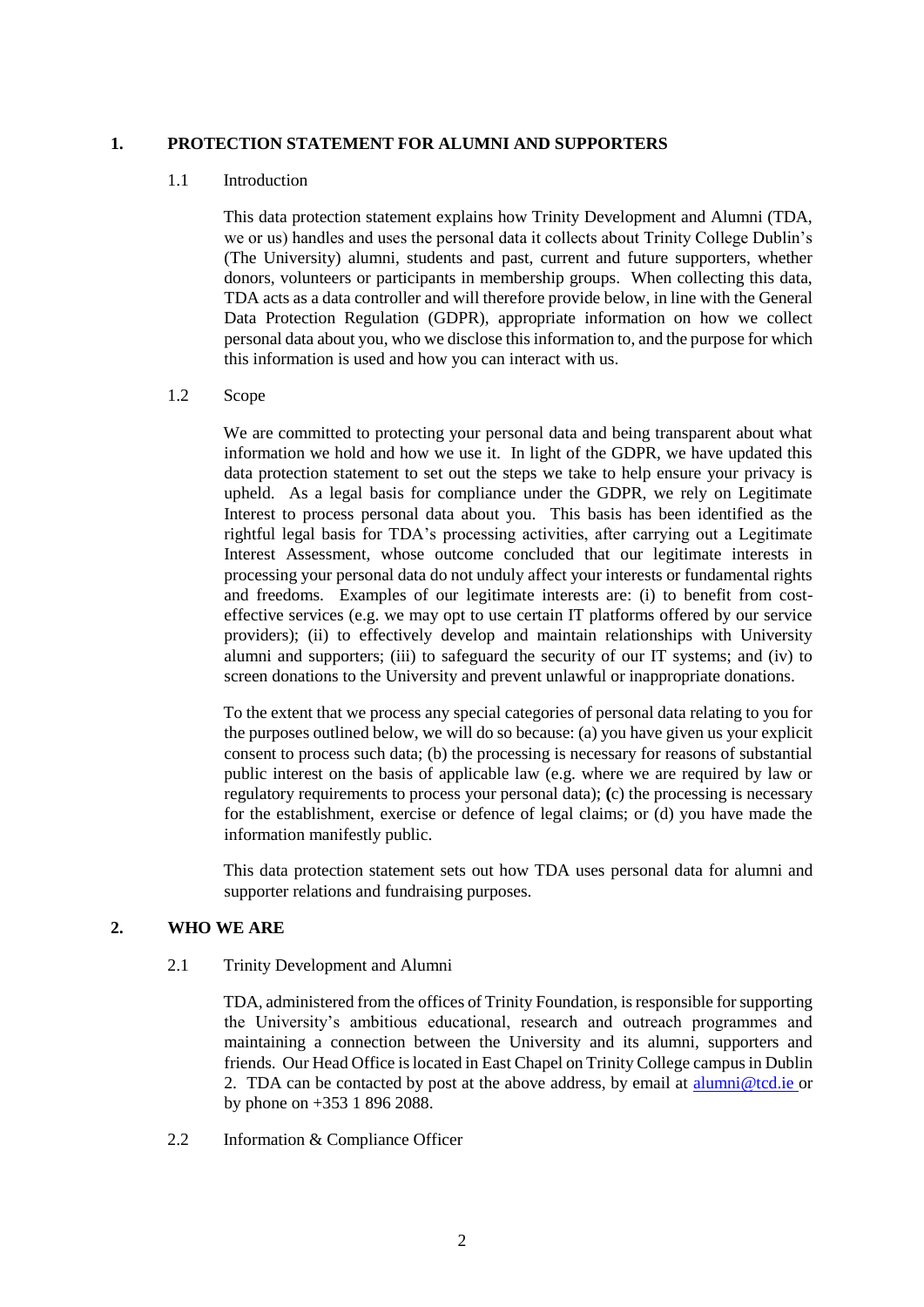# 1. PROTECTION STATEMENT FOR ALUMNI AND SUPPORTERS

## 1.1 Introduction

This data protection statement explains how Trinity Development and Alumni (TDA, we or us) handles and uses the personal data it collects about Trinity College Dublin's (The University) alumni, students and past, current and future supporters, whether donors, volunteers or participants in membership groups. When collecting this data, TDA acts as a data controller and will therefore provide below, in line with the General Data Protection Regulation (GDPR), appropriate information on how we collect personal data about you, who we disclose this information to, and the purpose for which this information is used and how you can interact with us.

## 1.2 Scope

We are committed to protecting your personal data and being transparent about what information we hold and how we use it. In light of the GDPR, we have updated this data protection statement to set out the steps we take to help ensure your privacy is upheld. As a legal basis for compliance under the GDPR, we rely on Legitimate Interest to process personal data about you. This basis has been identified as the rightful legal basis for TDA's processing activities, after carrying out a Legitimate Interest Assessment, whose outcome concluded that our legitimate interests in processing your personal data do not unduly affect your interests or fundamental rights and freedoms. Examples of our legitimate interests are: (i) to benefit from cost-effective services (e.g. we may opt to use certain IT platforms offered by our service providers); (ii) to effectively develop and maintain relationships with University alumni and supporters; (iii) to safeguard the security of our IT systems; and (iv) to screen donations to the University and prevent unlawful or inappropriate donations.

To the extent that we process any special categories of personal data relating to you for the purposes outlined below, we will do so because: (a) you have given us your explicit consent to process such data; (b) the processing is necessary for reasons of substantial public interest on the basis of applicable law (e.g. where we are required by law or regulatory requirements to process your personal data); (c) the processing is necessary for the establishment, exercise or defence of legal claims; or (d) you have made the information manifestly public.

This data protection statement sets out how TDA uses personal data for alumni and supporter relations and fundraising purposes.

# 2. WHO WE ARE

## 2.1 Trinity Development and Alumni

TDA, administered from the offices of Trinity Foundation, is responsible for supporting the University's ambitious educational, research and outreach programmes and maintaining a connection between the University and its alumni, supporters and friends. Our Head Office is located in East Chapel on Trinity College campus in Dublin 2. TDA can be contacted by post at the above address, by email at alumni@tcd.ie or by phone on +353 1 896 2088.

## 2.2 Information & Compliance Officer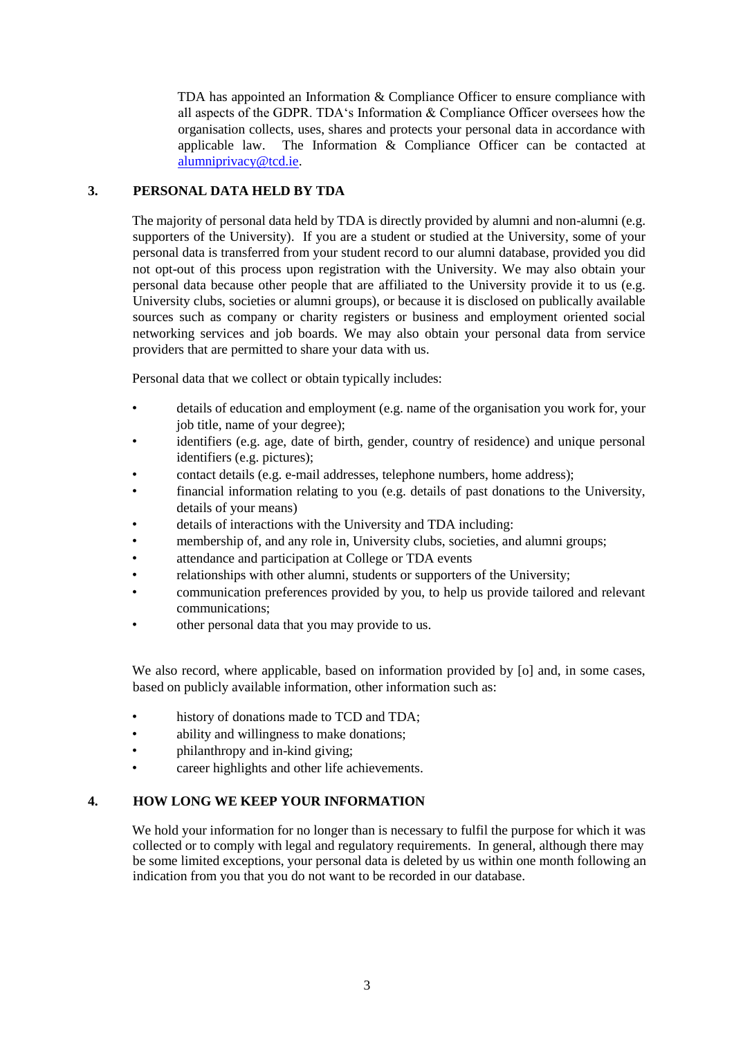TDA has appointed an Information & Compliance Officer to ensure compliance with all aspects of the GDPR. TDA's Information & Compliance Officer oversees how the organisation collects, uses, shares and protects your personal data in accordance with applicable law. The Information & Compliance Officer can be contacted at alumniprivacy@tcd.ie.

## 3. PERSONAL DATA HELD BY TDA

The majority of personal data held by TDA is directly provided by alumni and non-alumni (e.g. supporters of the University). If you are a student or studied at the University, some of your personal data is transferred from your student record to our alumni database, provided you did not opt-out of this process upon registration with the University. We may also obtain your personal data because other people that are affiliated to the University provide it to us (e.g. University clubs, societies or alumni groups), or because it is disclosed on publically available sources such as company or charity registers or business and employment oriented social networking services and job boards. We may also obtain your personal data from service providers that are permitted to share your data with us.

Personal data that we collect or obtain typically includes:

- details of education and employment (e.g. name of the organisation you work for, your job title, name of your degree);
- identifiers (e.g. age, date of birth, gender, country of residence) and unique personal identifiers (e.g. pictures);
- contact details (e.g. e-mail addresses, telephone numbers, home address);
- financial information relating to you (e.g. details of past donations to the University, details of your means)
- details of interactions with the University and TDA including:
- membership of, and any role in, University clubs, societies, and alumni groups;
- attendance and participation at College or TDA events
- relationships with other alumni, students or supporters of the University;
- communication preferences provided by you, to help us provide tailored and relevant communications;
- other personal data that you may provide to us.

We also record, where applicable, based on information provided by [o] and, in some cases, based on publicly available information, other information such as:

- history of donations made to TCD and TDA;
- ability and willingness to make donations;
- philanthropy and in-kind giving;
- career highlights and other life achievements.

## 4. HOW LONG WE KEEP YOUR INFORMATION

We hold your information for no longer than is necessary to fulfil the purpose for which it was collected or to comply with legal and regulatory requirements. In general, although there may be some limited exceptions, your personal data is deleted by us within one month following an indication from you that you do not want to be recorded in our database.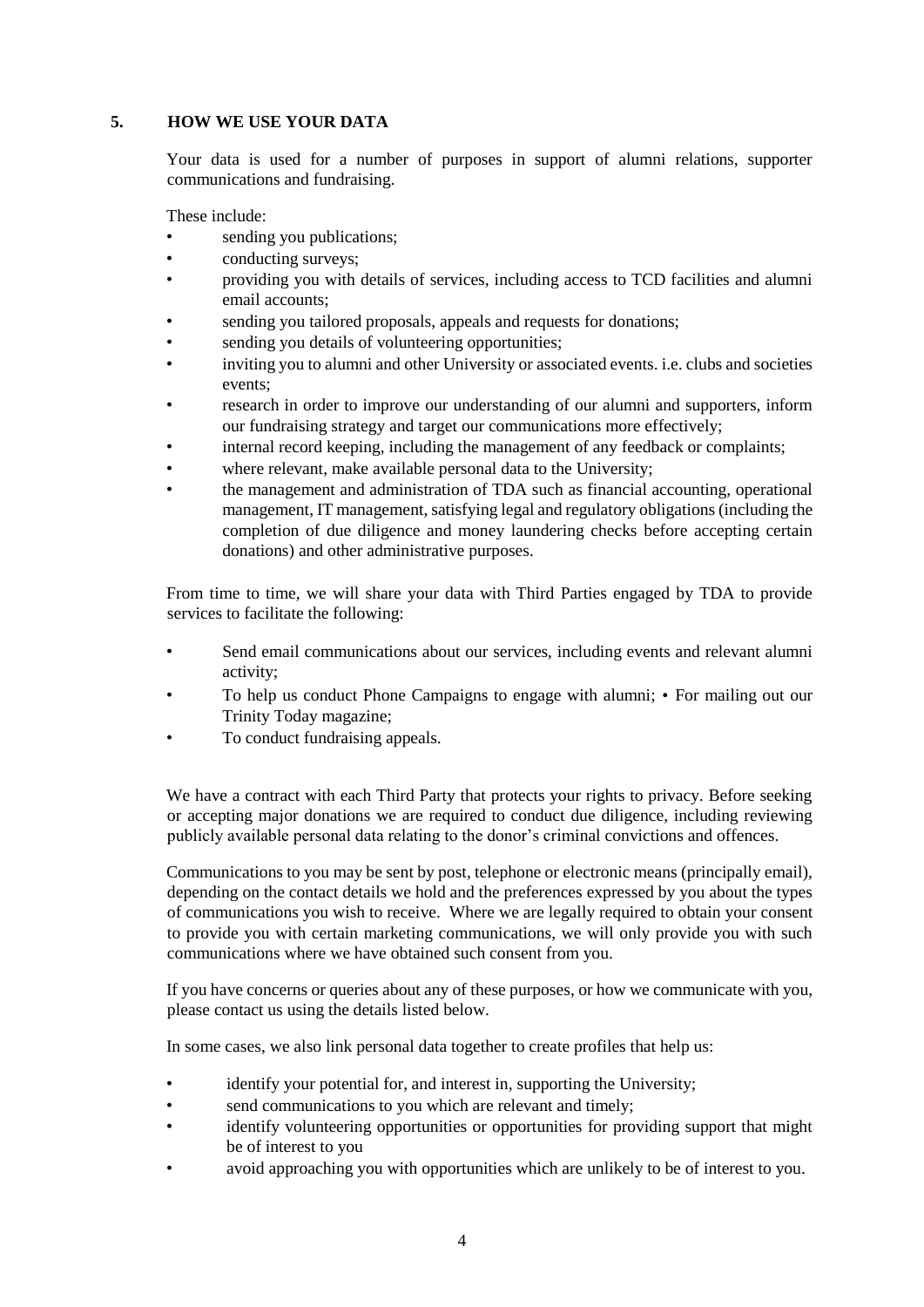## 5. HOW WE USE YOUR DATA

Your data is used for a number of purposes in support of alumni relations, supporter communications and fundraising.

These include:

- sending you publications;
- conducting surveys;
- providing you with details of services, including access to TCD facilities and alumni email accounts;
- sending you tailored proposals, appeals and requests for donations;
- sending you details of volunteering opportunities;
- inviting you to alumni and other University or associated events. i.e. clubs and societies events;
- research in order to improve our understanding of our alumni and supporters, inform our fundraising strategy and target our communications more effectively;
- internal record keeping, including the management of any feedback or complaints;
- where relevant, make available personal data to the University;
- the management and administration of TDA such as financial accounting, operational management, IT management, satisfying legal and regulatory obligations (including the completion of due diligence and money laundering checks before accepting certain donations) and other administrative purposes.

From time to time, we will share your data with Third Parties engaged by TDA to provide services to facilitate the following:

- Send email communications about our services, including events and relevant alumni activity;
- To help us conduct Phone Campaigns to engage with alumni; • For mailing out our Trinity Today magazine;
- To conduct fundraising appeals.

We have a contract with each Third Party that protects your rights to privacy. Before seeking or accepting major donations we are required to conduct due diligence, including reviewing publicly available personal data relating to the donor's criminal convictions and offences.

Communications to you may be sent by post, telephone or electronic means (principally email), depending on the contact details we hold and the preferences expressed by you about the types of communications you wish to receive. Where we are legally required to obtain your consent to provide you with certain marketing communications, we will only provide you with such communications where we have obtained such consent from you.

If you have concerns or queries about any of these purposes, or how we communicate with you, please contact us using the details listed below.

In some cases, we also link personal data together to create profiles that help us:

- identify your potential for, and interest in, supporting the University;
- send communications to you which are relevant and timely;
- identify volunteering opportunities or opportunities for providing support that might be of interest to you
- avoid approaching you with opportunities which are unlikely to be of interest to you.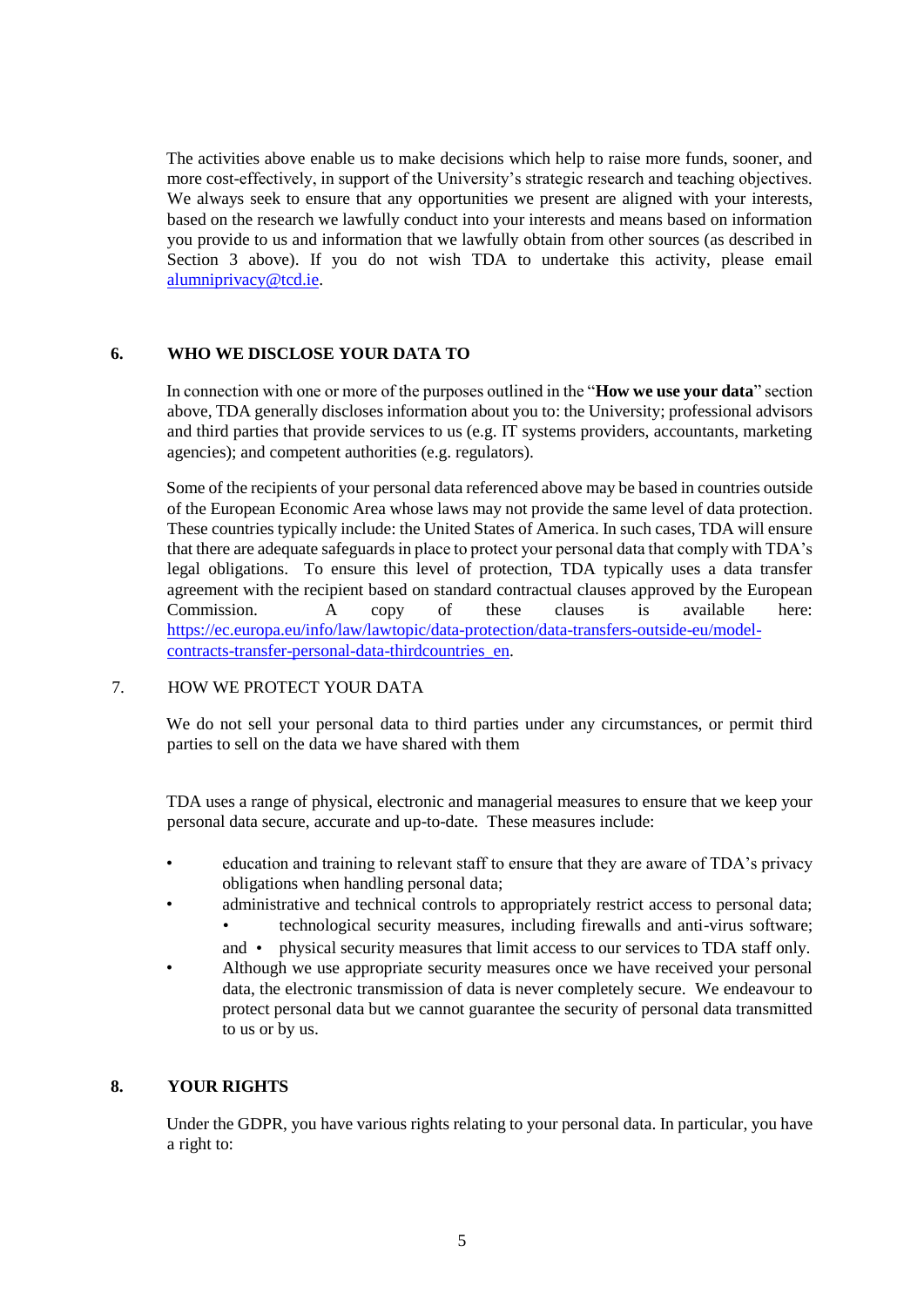The activities above enable us to make decisions which help to raise more funds, sooner, and more cost-effectively, in support of the University's strategic research and teaching objectives. We always seek to ensure that any opportunities we present are aligned with your interests, based on the research we lawfully conduct into your interests and means based on information you provide to us and information that we lawfully obtain from other sources (as described in Section 3 above). If you do not wish TDA to undertake this activity, please email [alumniprivacy@tcd.ie](mailto:alumniprivacy@tcd.ie).

## 6. WHO WE DISCLOSE YOUR DATA TO

In connection with one or more of the purposes outlined in the "**How we use your data**" section above, TDA generally discloses information about you to: the University; professional advisors and third parties that provide services to us (e.g. IT systems providers, accountants, marketing agencies); and competent authorities (e.g. regulators).

Some of the recipients of your personal data referenced above may be based in countries outside of the European Economic Area whose laws may not provide the same level of data protection. These countries typically include: the United States of America. In such cases, TDA will ensure that there are adequate safeguards in place to protect your personal data that comply with TDA's legal obligations. To ensure this level of protection, TDA typically uses a data transfer agreement with the recipient based on standard contractual clauses approved by the European Commission. A copy of these clauses is available here: [https://ec.europa.eu/info/law/lawtopic/data-protection/data-transfers-outside-eu/model-contracts-transfer-personal-data-thirdcountries_en](https://ec.europa.eu/info/law/lawtopic/data-protection/data-transfers-outside-eu/model-contracts-transfer-personal-data-thirdcountries_en).

## 7. HOW WE PROTECT YOUR DATA

We do not sell your personal data to third parties under any circumstances, or permit third parties to sell on the data we have shared with them

TDA uses a range of physical, electronic and managerial measures to ensure that we keep your personal data secure, accurate and up-to-date. These measures include:

- education and training to relevant staff to ensure that they are aware of TDA's privacy obligations when handling personal data;
- administrative and technical controls to appropriately restrict access to personal data;
  - technological security measures, including firewalls and anti-virus software; and
  - physical security measures that limit access to our services to TDA staff only.
- Although we use appropriate security measures once we have received your personal data, the electronic transmission of data is never completely secure. We endeavour to protect personal data but we cannot guarantee the security of personal data transmitted to us or by us.

## 8. YOUR RIGHTS

Under the GDPR, you have various rights relating to your personal data. In particular, you have a right to: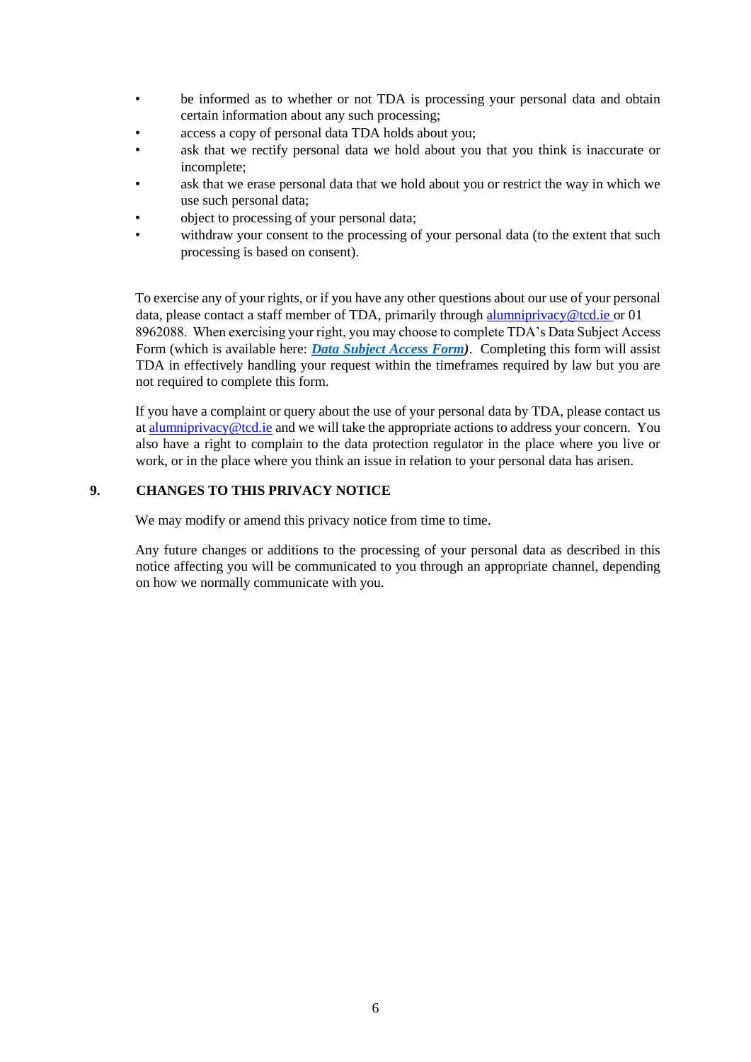- be informed as to whether or not TDA is processing your personal data and obtain certain information about any such processing;
- access a copy of personal data TDA holds about you;
- ask that we rectify personal data we hold about you that you think is inaccurate or incomplete;
- ask that we erase personal data that we hold about you or restrict the way in which we use such personal data;
- object to processing of your personal data;
- withdraw your consent to the processing of your personal data (to the extent that such processing is based on consent).

To exercise any of your rights, or if you have any other questions about our use of your personal data, please contact a staff member of TDA, primarily through alumniprivacy@tcd.ie or 01 8962088. When exercising your right, you may choose to complete TDA's Data Subject Access Form (which is available here: ***Data Subject Access Form***). Completing this form will assist TDA in effectively handling your request within the timeframes required by law but you are not required to complete this form.

If you have a complaint or query about the use of your personal data by TDA, please contact us at alumniprivacy@tcd.ie and we will take the appropriate actions to address your concern. You also have a right to complain to the data protection regulator in the place where you live or work, or in the place where you think an issue in relation to your personal data has arisen.

## 9. CHANGES TO THIS PRIVACY NOTICE

We may modify or amend this privacy notice from time to time.

Any future changes or additions to the processing of your personal data as described in this notice affecting you will be communicated to you through an appropriate channel, depending on how we normally communicate with you.